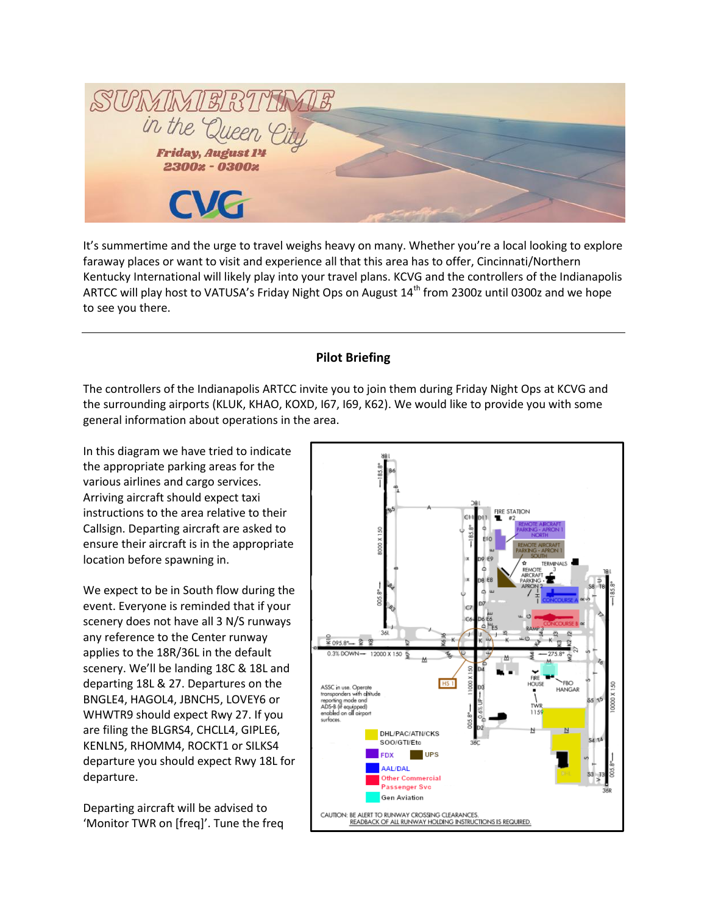It's summertime and the urge to travel weighs heavy on many. Whether you're a local looking to explore faraway places or want to visit and experience all that this area has to offer, Cincinnati/Northern Kentucky International will likely play into your travel plans. KCVG and the controllers of the Indianapolis ARTCC will play host to VATUSA's Friday Night Ops on August 14th from 2300z until 0300z and we hope to see you there.

---

## Pilot Briefing

The controllers of the Indianapolis ARTCC invite you to join them during Friday Night Ops at KCVG and the surrounding airports (KLUK, KHAO, KOXD, I67, I69, K62). We would like to provide you with some general information about operations in the area.

In this diagram we have tried to indicate the appropriate parking areas for the various airlines and cargo services. Arriving aircraft should expect taxi instructions to the area relative to their Callsign. Departing aircraft are asked to ensure their aircraft is in the appropriate location before spawning in.

We expect to be in South flow during the event. Everyone is reminded that if your scenery does not have all 3 N/S runways any reference to the Center runway applies to the 18R/36L in the default scenery. We'll be landing 18C & 18L and departing 18L & 27. Departures on the BNGLE4, HAGOL4, JBNCH5, LOVEY6 or WHWTR9 should expect Rwy 27. If you are filing the BLGRS4, CHCLL4, GIPLE6, KENLN5, RHOMM4, ROCKT1 or SILKS4 departure you should expect Rwy 18L for departure.

Departing aircraft will be advised to 'Monitor TWR on [freq]'. Tune the freq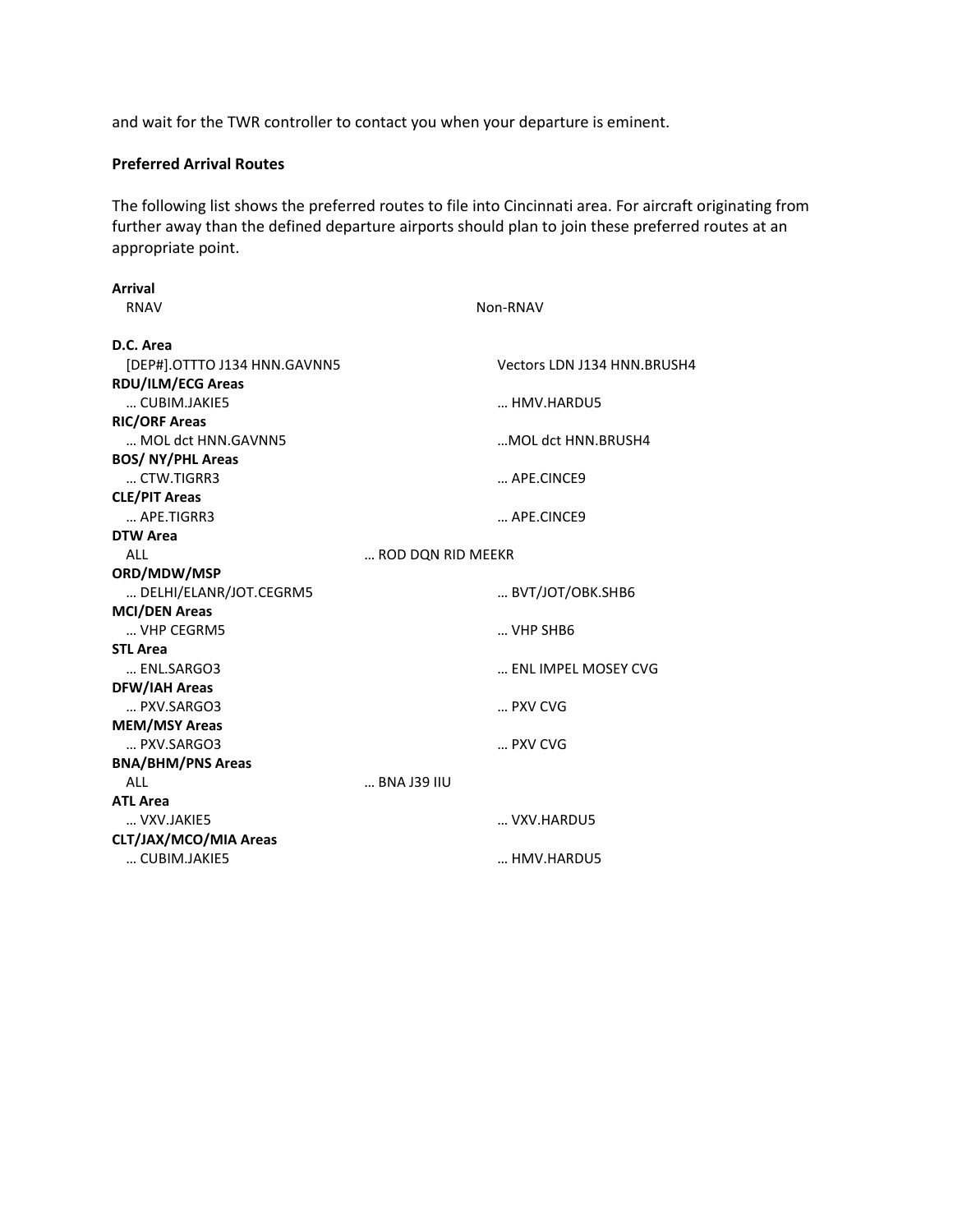and wait for the TWR controller to contact you when your departure is eminent.

**Preferred Arrival Routes**

The following list shows the preferred routes to file into Cincinnati area. For aircraft originating from further away than the defined departure airports should plan to join these preferred routes at an appropriate point.

| **Arrival** | RNAV | Non-RNAV |
|---|---|---|
| **D.C. Area** | [DEP#].OTTTO J134 HNN.GAVNN5 | Vectors LDN J134 HNN.BRUSH4 |
| **RDU/ILM/ECG Areas** | … CUBIM.JAKIE5 | … HMV.HARDU5 |
| **RIC/ORF Areas** | … MOL dct HNN.GAVNN5 | …MOL dct HNN.BRUSH4 |
| **BOS/ NY/PHL Areas** | … CTW.TIGRR3 | … APE.CINCE9 |
| **CLE/PIT Areas** | … APE.TIGRR3 | … APE.CINCE9 |
| **DTW Area** | ALL … ROD DQN RID MEEKR | |
| **ORD/MDW/MSP** | … DELHI/ELANR/JOT.CEGRM5 | … BVT/JOT/OBK.SHB6 |
| **MCI/DEN Areas** | … VHP CEGRM5 | … VHP SHB6 |
| **STL Area** | … ENL.SARGO3 | … ENL IMPEL MOSEY CVG |
| **DFW/IAH Areas** | … PXV.SARGO3 | … PXV CVG |
| **MEM/MSY Areas** | … PXV.SARGO3 | … PXV CVG |
| **BNA/BHM/PNS Areas** | ALL … BNA J39 IIU | |
| **ATL Area** | … VXV.JAKIE5 | … VXV.HARDU5 |
| **CLT/JAX/MCO/MIA Areas** | … CUBIM.JAKIE5 | … HMV.HARDU5 |